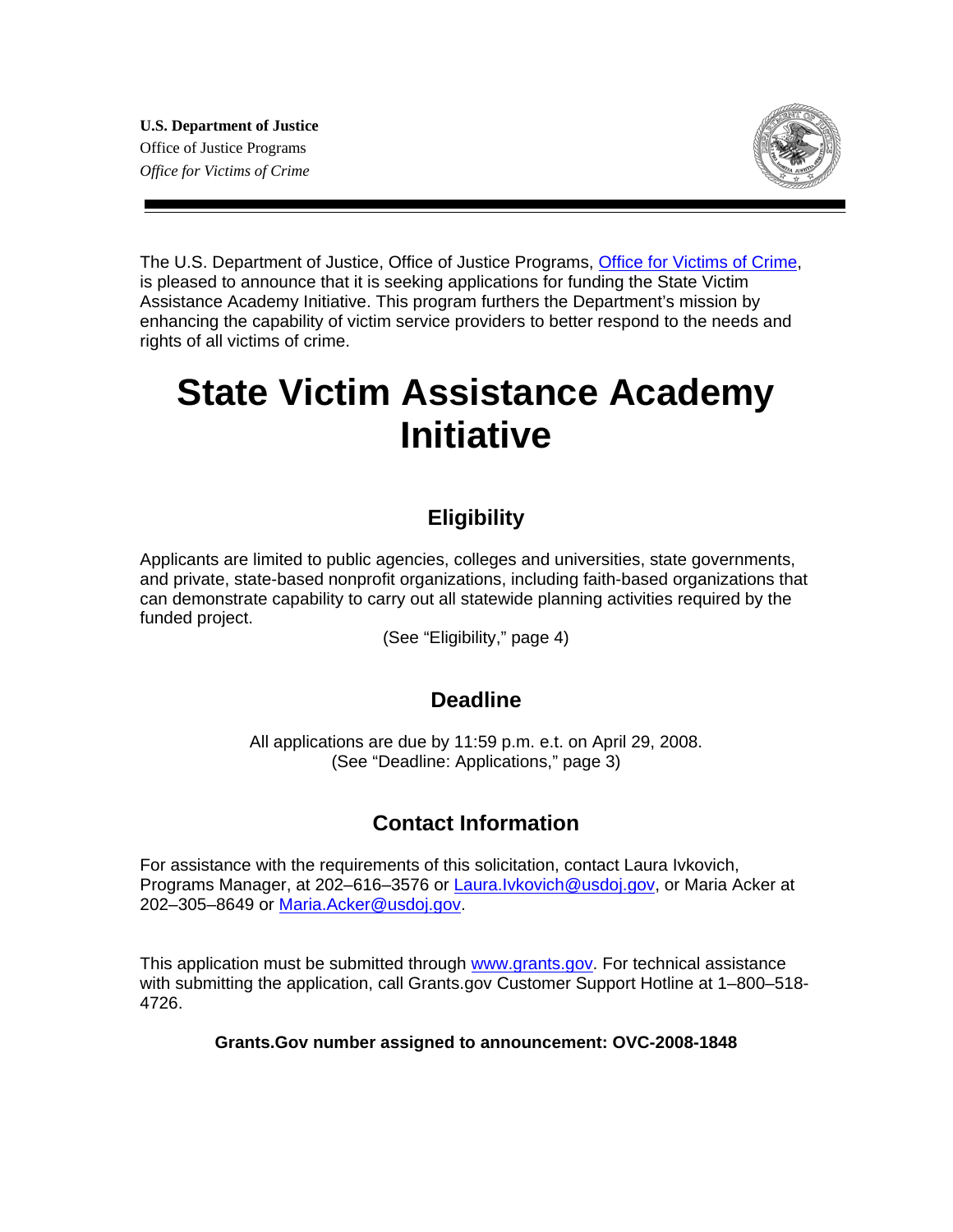**U.S. Department of Justice**
Office of Justice Programs
*Office for Victims of Crime*

The U.S. Department of Justice, Office of Justice Programs, Office for Victims of Crime, is pleased to announce that it is seeking applications for funding the State Victim Assistance Academy Initiative. This program furthers the Department's mission by enhancing the capability of victim service providers to better respond to the needs and rights of all victims of crime.

# State Victim Assistance Academy Initiative

## Eligibility

Applicants are limited to public agencies, colleges and universities, state governments, and private, state-based nonprofit organizations, including faith-based organizations that can demonstrate capability to carry out all statewide planning activities required by the funded project.

(See "Eligibility," page 4)

## Deadline

All applications are due by 11:59 p.m. e.t. on April 29, 2008.
(See "Deadline: Applications," page 3)

## Contact Information

For assistance with the requirements of this solicitation, contact Laura Ivkovich, Programs Manager, at 202–616–3576 or Laura.Ivkovich@usdoj.gov, or Maria Acker at 202–305–8649 or Maria.Acker@usdoj.gov.

This application must be submitted through www.grants.gov. For technical assistance with submitting the application, call Grants.gov Customer Support Hotline at 1–800–518-4726.

**Grants.Gov number assigned to announcement: OVC-2008-1848**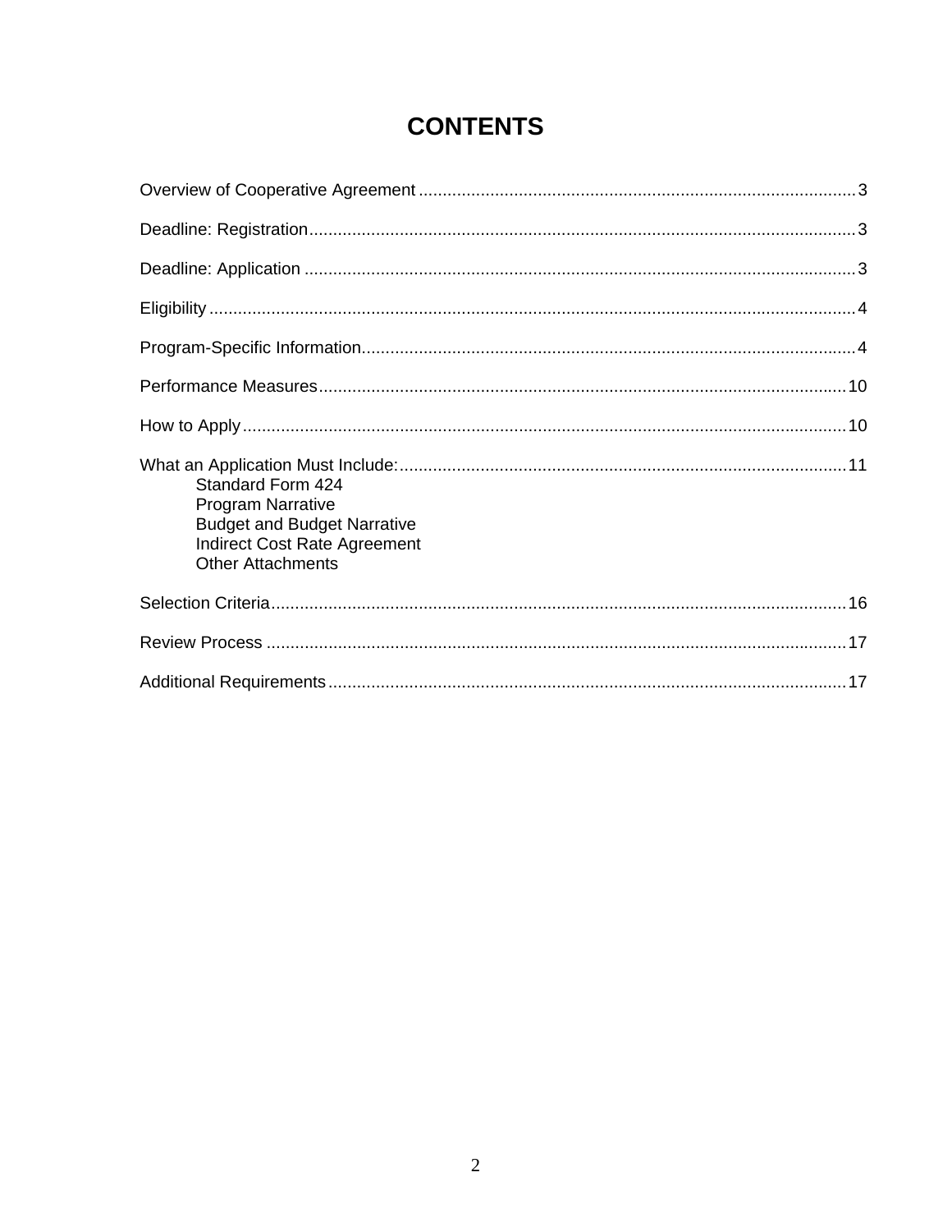# CONTENTS

Overview of Cooperative Agreement ........................................................................................... 3

Deadline: Registration.................................................................................................................. 3

Deadline: Application ................................................................................................................... 3

Eligibility ....................................................................................................................................... 4

Program-Specific Information....................................................................................................... 4

Performance Measures.............................................................................................................. 10

How to Apply ............................................................................................................................. 10

What an Application Must Include:............................................................................................. 11

- Standard Form 424
- Program Narrative
- Budget and Budget Narrative
- Indirect Cost Rate Agreement
- Other Attachments

Selection Criteria........................................................................................................................ 16

Review Process ......................................................................................................................... 17

Additional Requirements............................................................................................................ 17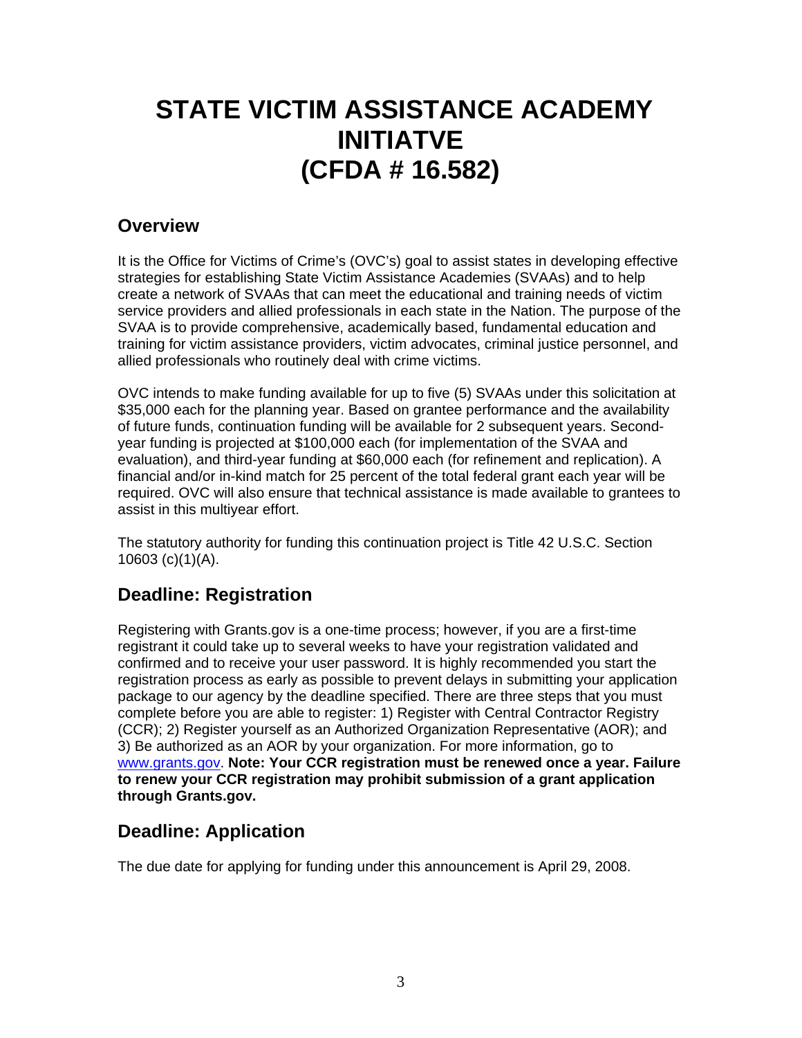# STATE VICTIM ASSISTANCE ACADEMY INITIATVE (CFDA # 16.582)

## Overview

It is the Office for Victims of Crime's (OVC's) goal to assist states in developing effective strategies for establishing State Victim Assistance Academies (SVAAs) and to help create a network of SVAAs that can meet the educational and training needs of victim service providers and allied professionals in each state in the Nation. The purpose of the SVAA is to provide comprehensive, academically based, fundamental education and training for victim assistance providers, victim advocates, criminal justice personnel, and allied professionals who routinely deal with crime victims.

OVC intends to make funding available for up to five (5) SVAAs under this solicitation at $35,000 each for the planning year. Based on grantee performance and the availability of future funds, continuation funding will be available for 2 subsequent years. Second-year funding is projected at $100,000 each (for implementation of the SVAA and evaluation), and third-year funding at $60,000 each (for refinement and replication). A financial and/or in-kind match for 25 percent of the total federal grant each year will be required. OVC will also ensure that technical assistance is made available to grantees to assist in this multiyear effort.

The statutory authority for funding this continuation project is Title 42 U.S.C. Section 10603 (c)(1)(A).

## Deadline: Registration

Registering with Grants.gov is a one-time process; however, if you are a first-time registrant it could take up to several weeks to have your registration validated and confirmed and to receive your user password. It is highly recommended you start the registration process as early as possible to prevent delays in submitting your application package to our agency by the deadline specified. There are three steps that you must complete before you are able to register: 1) Register with Central Contractor Registry (CCR); 2) Register yourself as an Authorized Organization Representative (AOR); and 3) Be authorized as an AOR by your organization. For more information, go to [www.grants.gov](http://www.grants.gov). **Note: Your CCR registration must be renewed once a year. Failure to renew your CCR registration may prohibit submission of a grant application through Grants.gov.**

## Deadline: Application

The due date for applying for funding under this announcement is April 29, 2008.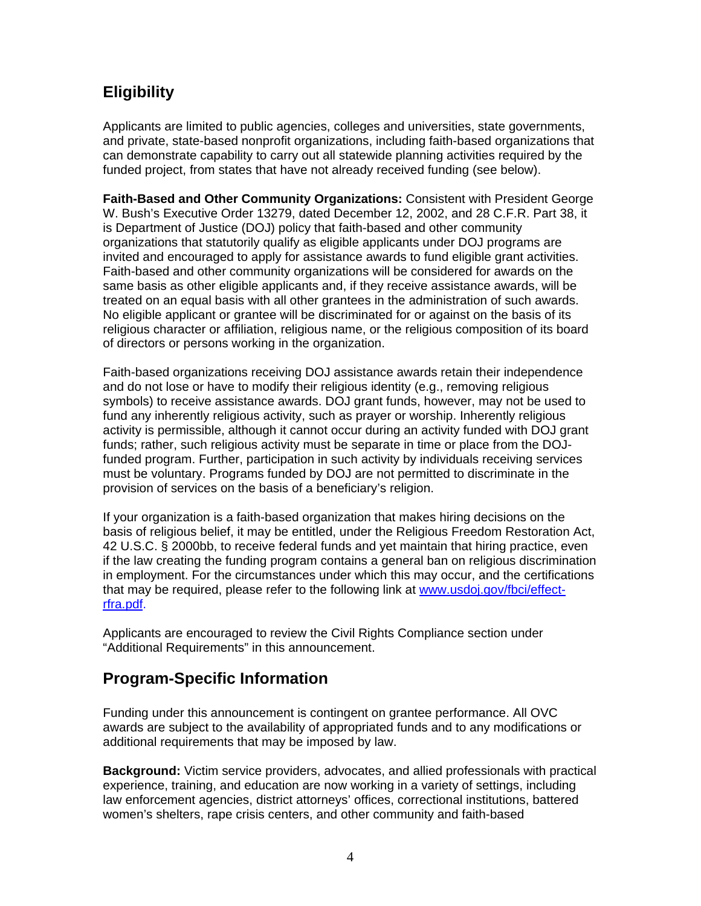## Eligibility

Applicants are limited to public agencies, colleges and universities, state governments, and private, state-based nonprofit organizations, including faith-based organizations that can demonstrate capability to carry out all statewide planning activities required by the funded project, from states that have not already received funding (see below).

**Faith-Based and Other Community Organizations:** Consistent with President George W. Bush's Executive Order 13279, dated December 12, 2002, and 28 C.F.R. Part 38, it is Department of Justice (DOJ) policy that faith-based and other community organizations that statutorily qualify as eligible applicants under DOJ programs are invited and encouraged to apply for assistance awards to fund eligible grant activities. Faith-based and other community organizations will be considered for awards on the same basis as other eligible applicants and, if they receive assistance awards, will be treated on an equal basis with all other grantees in the administration of such awards. No eligible applicant or grantee will be discriminated for or against on the basis of its religious character or affiliation, religious name, or the religious composition of its board of directors or persons working in the organization.

Faith-based organizations receiving DOJ assistance awards retain their independence and do not lose or have to modify their religious identity (e.g., removing religious symbols) to receive assistance awards. DOJ grant funds, however, may not be used to fund any inherently religious activity, such as prayer or worship. Inherently religious activity is permissible, although it cannot occur during an activity funded with DOJ grant funds; rather, such religious activity must be separate in time or place from the DOJ-funded program. Further, participation in such activity by individuals receiving services must be voluntary. Programs funded by DOJ are not permitted to discriminate in the provision of services on the basis of a beneficiary's religion.

If your organization is a faith-based organization that makes hiring decisions on the basis of religious belief, it may be entitled, under the Religious Freedom Restoration Act, 42 U.S.C. § 2000bb, to receive federal funds and yet maintain that hiring practice, even if the law creating the funding program contains a general ban on religious discrimination in employment. For the circumstances under which this may occur, and the certifications that may be required, please refer to the following link at www.usdoj.gov/fbci/effect-rfra.pdf.

Applicants are encouraged to review the Civil Rights Compliance section under "Additional Requirements" in this announcement.

## Program-Specific Information

Funding under this announcement is contingent on grantee performance. All OVC awards are subject to the availability of appropriated funds and to any modifications or additional requirements that may be imposed by law.

**Background:** Victim service providers, advocates, and allied professionals with practical experience, training, and education are now working in a variety of settings, including law enforcement agencies, district attorneys' offices, correctional institutions, battered women's shelters, rape crisis centers, and other community and faith-based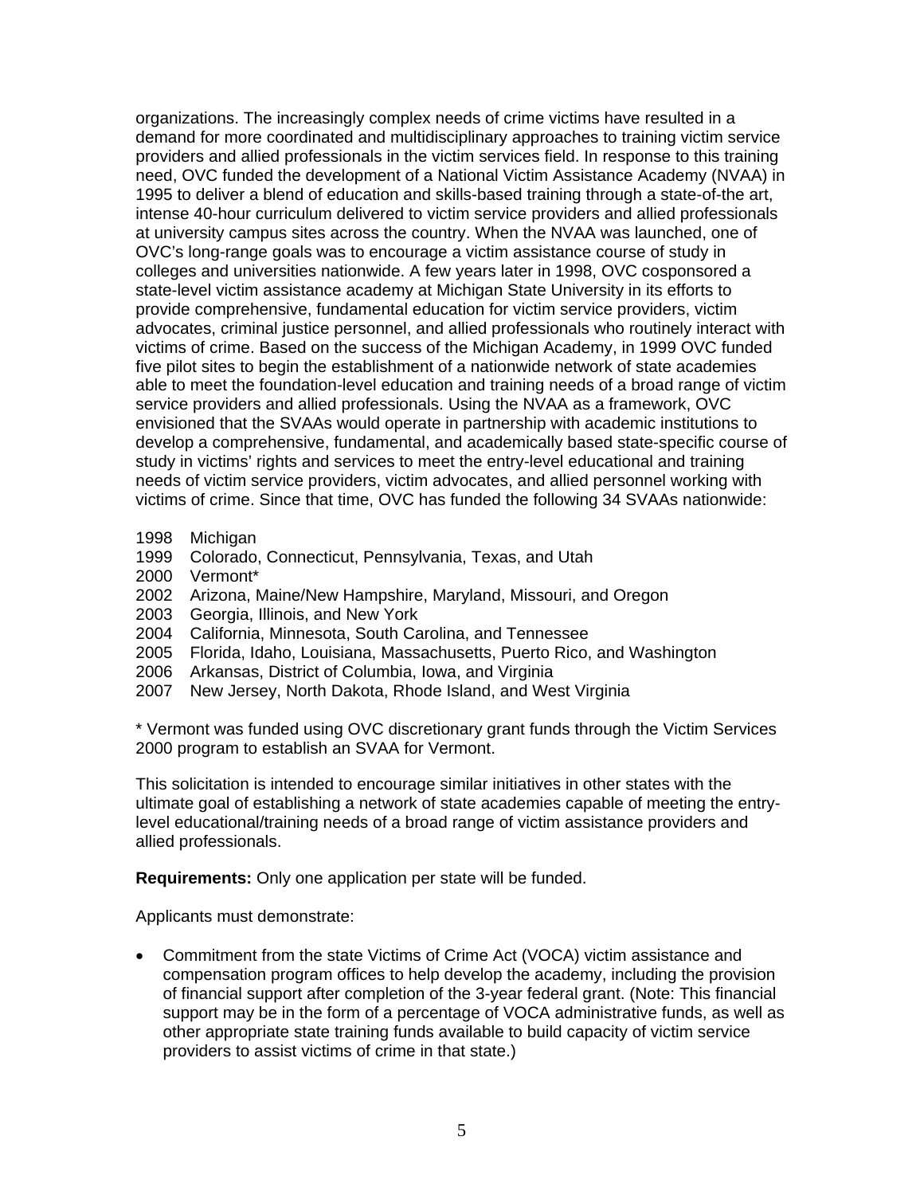organizations. The increasingly complex needs of crime victims have resulted in a demand for more coordinated and multidisciplinary approaches to training victim service providers and allied professionals in the victim services field. In response to this training need, OVC funded the development of a National Victim Assistance Academy (NVAA) in 1995 to deliver a blend of education and skills-based training through a state-of-the art, intense 40-hour curriculum delivered to victim service providers and allied professionals at university campus sites across the country. When the NVAA was launched, one of OVC's long-range goals was to encourage a victim assistance course of study in colleges and universities nationwide. A few years later in 1998, OVC cosponsored a state-level victim assistance academy at Michigan State University in its efforts to provide comprehensive, fundamental education for victim service providers, victim advocates, criminal justice personnel, and allied professionals who routinely interact with victims of crime. Based on the success of the Michigan Academy, in 1999 OVC funded five pilot sites to begin the establishment of a nationwide network of state academies able to meet the foundation-level education and training needs of a broad range of victim service providers and allied professionals. Using the NVAA as a framework, OVC envisioned that the SVAAs would operate in partnership with academic institutions to develop a comprehensive, fundamental, and academically based state-specific course of study in victims' rights and services to meet the entry-level educational and training needs of victim service providers, victim advocates, and allied personnel working with victims of crime. Since that time, OVC has funded the following 34 SVAAs nationwide:

1998 Michigan
1999 Colorado, Connecticut, Pennsylvania, Texas, and Utah
2000 Vermont*
2002 Arizona, Maine/New Hampshire, Maryland, Missouri, and Oregon
2003 Georgia, Illinois, and New York
2004 California, Minnesota, South Carolina, and Tennessee
2005 Florida, Idaho, Louisiana, Massachusetts, Puerto Rico, and Washington
2006 Arkansas, District of Columbia, Iowa, and Virginia
2007 New Jersey, North Dakota, Rhode Island, and West Virginia

* Vermont was funded using OVC discretionary grant funds through the Victim Services 2000 program to establish an SVAA for Vermont.

This solicitation is intended to encourage similar initiatives in other states with the ultimate goal of establishing a network of state academies capable of meeting the entry-level educational/training needs of a broad range of victim assistance providers and allied professionals.

**Requirements:** Only one application per state will be funded.

Applicants must demonstrate:

- Commitment from the state Victims of Crime Act (VOCA) victim assistance and compensation program offices to help develop the academy, including the provision of financial support after completion of the 3-year federal grant. (Note: This financial support may be in the form of a percentage of VOCA administrative funds, as well as other appropriate state training funds available to build capacity of victim service providers to assist victims of crime in that state.)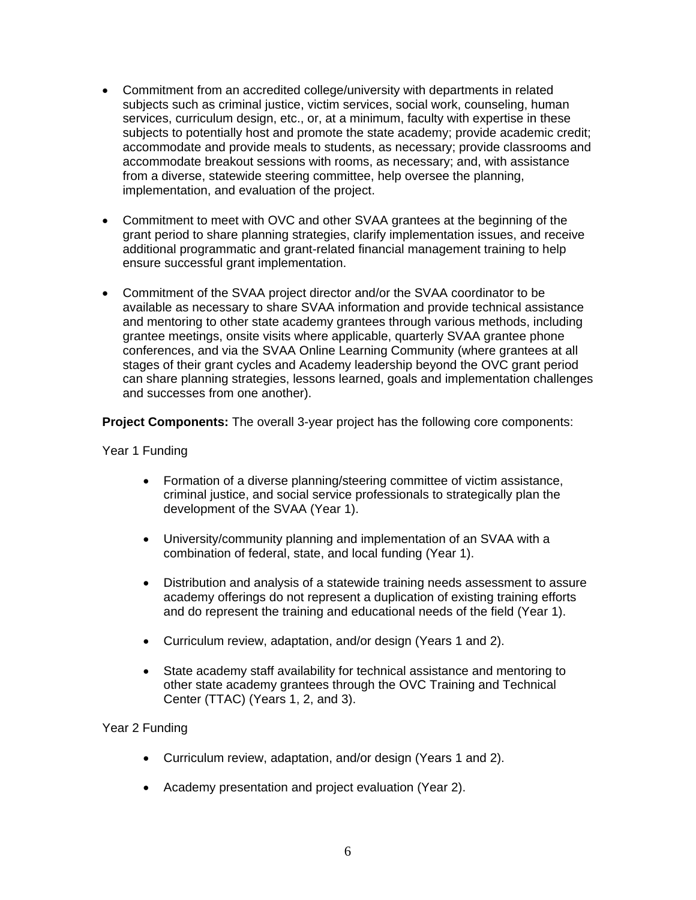- Commitment from an accredited college/university with departments in related subjects such as criminal justice, victim services, social work, counseling, human services, curriculum design, etc., or, at a minimum, faculty with expertise in these subjects to potentially host and promote the state academy; provide academic credit; accommodate and provide meals to students, as necessary; provide classrooms and accommodate breakout sessions with rooms, as necessary; and, with assistance from a diverse, statewide steering committee, help oversee the planning, implementation, and evaluation of the project.

- Commitment to meet with OVC and other SVAA grantees at the beginning of the grant period to share planning strategies, clarify implementation issues, and receive additional programmatic and grant-related financial management training to help ensure successful grant implementation.

- Commitment of the SVAA project director and/or the SVAA coordinator to be available as necessary to share SVAA information and provide technical assistance and mentoring to other state academy grantees through various methods, including grantee meetings, onsite visits where applicable, quarterly SVAA grantee phone conferences, and via the SVAA Online Learning Community (where grantees at all stages of their grant cycles and Academy leadership beyond the OVC grant period can share planning strategies, lessons learned, goals and implementation challenges and successes from one another).

**Project Components:** The overall 3-year project has the following core components:

Year 1 Funding

- Formation of a diverse planning/steering committee of victim assistance, criminal justice, and social service professionals to strategically plan the development of the SVAA (Year 1).

- University/community planning and implementation of an SVAA with a combination of federal, state, and local funding (Year 1).

- Distribution and analysis of a statewide training needs assessment to assure academy offerings do not represent a duplication of existing training efforts and do represent the training and educational needs of the field (Year 1).

- Curriculum review, adaptation, and/or design (Years 1 and 2).

- State academy staff availability for technical assistance and mentoring to other state academy grantees through the OVC Training and Technical Center (TTAC) (Years 1, 2, and 3).

Year 2 Funding

- Curriculum review, adaptation, and/or design (Years 1 and 2).

- Academy presentation and project evaluation (Year 2).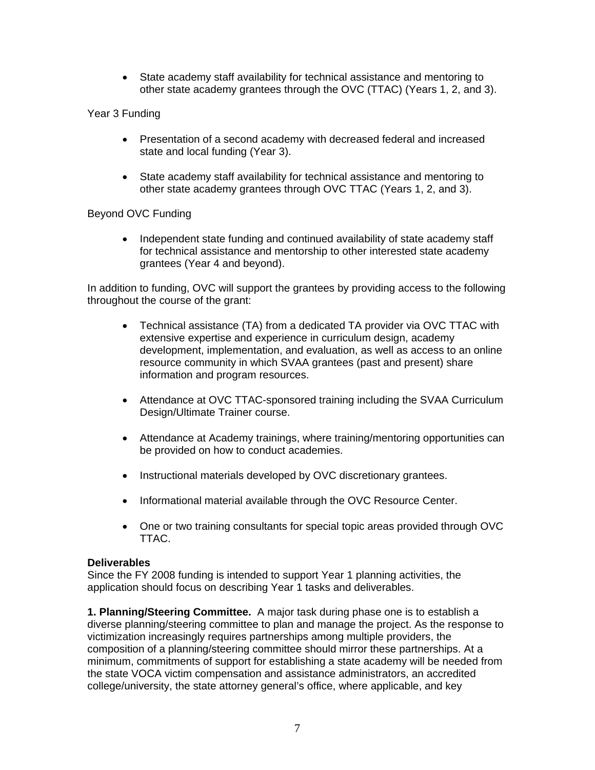- State academy staff availability for technical assistance and mentoring to other state academy grantees through the OVC (TTAC) (Years 1, 2, and 3).

Year 3 Funding

- Presentation of a second academy with decreased federal and increased state and local funding (Year 3).

- State academy staff availability for technical assistance and mentoring to other state academy grantees through OVC TTAC (Years 1, 2, and 3).

Beyond OVC Funding

- Independent state funding and continued availability of state academy staff for technical assistance and mentorship to other interested state academy grantees (Year 4 and beyond).

In addition to funding, OVC will support the grantees by providing access to the following throughout the course of the grant:

- Technical assistance (TA) from a dedicated TA provider via OVC TTAC with extensive expertise and experience in curriculum design, academy development, implementation, and evaluation, as well as access to an online resource community in which SVAA grantees (past and present) share information and program resources.

- Attendance at OVC TTAC-sponsored training including the SVAA Curriculum Design/Ultimate Trainer course.

- Attendance at Academy trainings, where training/mentoring opportunities can be provided on how to conduct academies.

- Instructional materials developed by OVC discretionary grantees.

- Informational material available through the OVC Resource Center.

- One or two training consultants for special topic areas provided through OVC TTAC.

**Deliverables**
Since the FY 2008 funding is intended to support Year 1 planning activities, the application should focus on describing Year 1 tasks and deliverables.

**1. Planning/Steering Committee.** A major task during phase one is to establish a diverse planning/steering committee to plan and manage the project. As the response to victimization increasingly requires partnerships among multiple providers, the composition of a planning/steering committee should mirror these partnerships. At a minimum, commitments of support for establishing a state academy will be needed from the state VOCA victim compensation and assistance administrators, an accredited college/university, the state attorney general's office, where applicable, and key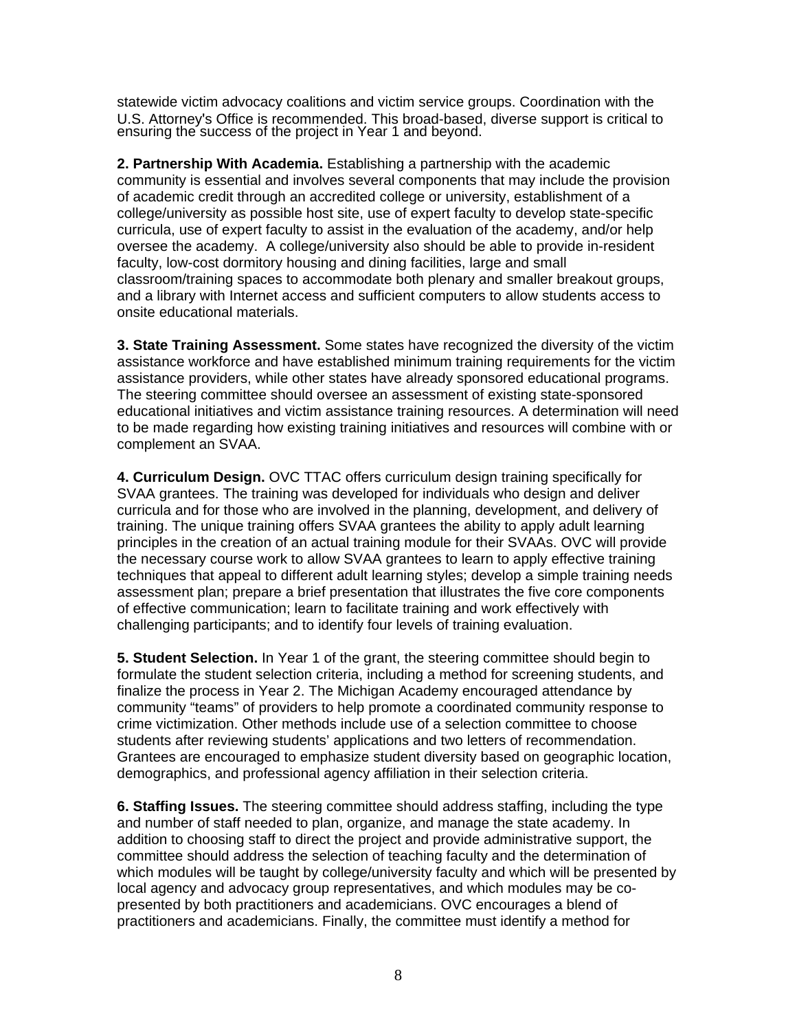statewide victim advocacy coalitions and victim service groups. Coordination with the U.S. Attorney's Office is recommended. This broad-based, diverse support is critical to ensuring the success of the project in Year 1 and beyond.

**2. Partnership With Academia.** Establishing a partnership with the academic community is essential and involves several components that may include the provision of academic credit through an accredited college or university, establishment of a college/university as possible host site, use of expert faculty to develop state-specific curricula, use of expert faculty to assist in the evaluation of the academy, and/or help oversee the academy. A college/university also should be able to provide in-resident faculty, low-cost dormitory housing and dining facilities, large and small classroom/training spaces to accommodate both plenary and smaller breakout groups, and a library with Internet access and sufficient computers to allow students access to onsite educational materials.

**3. State Training Assessment.** Some states have recognized the diversity of the victim assistance workforce and have established minimum training requirements for the victim assistance providers, while other states have already sponsored educational programs. The steering committee should oversee an assessment of existing state-sponsored educational initiatives and victim assistance training resources. A determination will need to be made regarding how existing training initiatives and resources will combine with or complement an SVAA.

**4. Curriculum Design.** OVC TTAC offers curriculum design training specifically for SVAA grantees. The training was developed for individuals who design and deliver curricula and for those who are involved in the planning, development, and delivery of training. The unique training offers SVAA grantees the ability to apply adult learning principles in the creation of an actual training module for their SVAAs. OVC will provide the necessary course work to allow SVAA grantees to learn to apply effective training techniques that appeal to different adult learning styles; develop a simple training needs assessment plan; prepare a brief presentation that illustrates the five core components of effective communication; learn to facilitate training and work effectively with challenging participants; and to identify four levels of training evaluation.

**5. Student Selection.** In Year 1 of the grant, the steering committee should begin to formulate the student selection criteria, including a method for screening students, and finalize the process in Year 2. The Michigan Academy encouraged attendance by community "teams" of providers to help promote a coordinated community response to crime victimization. Other methods include use of a selection committee to choose students after reviewing students' applications and two letters of recommendation. Grantees are encouraged to emphasize student diversity based on geographic location, demographics, and professional agency affiliation in their selection criteria.

**6. Staffing Issues.** The steering committee should address staffing, including the type and number of staff needed to plan, organize, and manage the state academy. In addition to choosing staff to direct the project and provide administrative support, the committee should address the selection of teaching faculty and the determination of which modules will be taught by college/university faculty and which will be presented by local agency and advocacy group representatives, and which modules may be co-presented by both practitioners and academicians. OVC encourages a blend of practitioners and academicians. Finally, the committee must identify a method for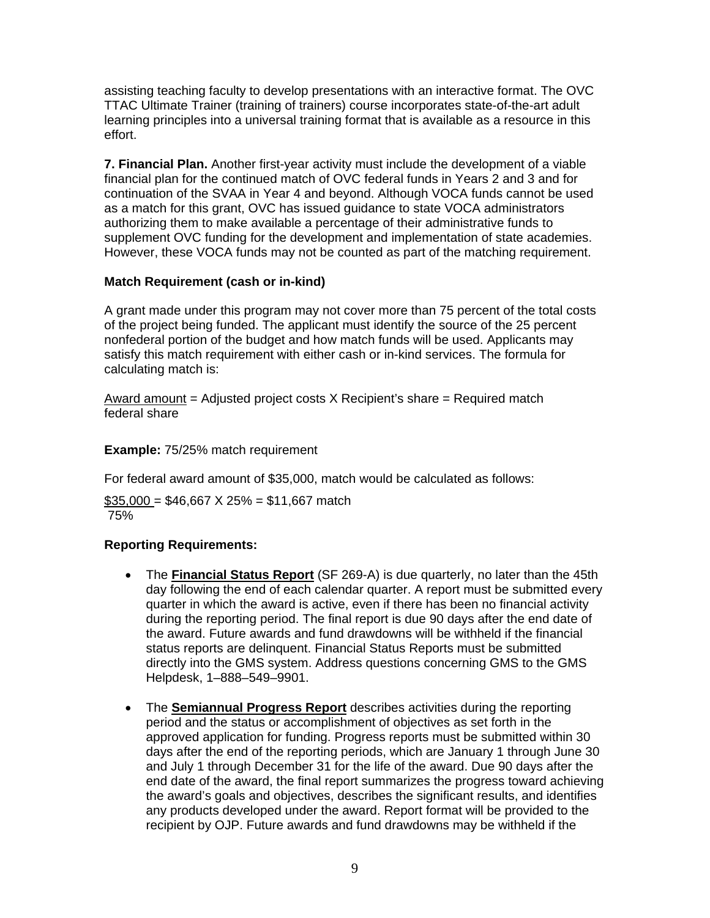assisting teaching faculty to develop presentations with an interactive format. The OVC TTAC Ultimate Trainer (training of trainers) course incorporates state-of-the-art adult learning principles into a universal training format that is available as a resource in this effort.

**7. Financial Plan.** Another first-year activity must include the development of a viable financial plan for the continued match of OVC federal funds in Years 2 and 3 and for continuation of the SVAA in Year 4 and beyond. Although VOCA funds cannot be used as a match for this grant, OVC has issued guidance to state VOCA administrators authorizing them to make available a percentage of their administrative funds to supplement OVC funding for the development and implementation of state academies. However, these VOCA funds may not be counted as part of the matching requirement.

**Match Requirement (cash or in-kind)**

A grant made under this program may not cover more than 75 percent of the total costs of the project being funded. The applicant must identify the source of the 25 percent nonfederal portion of the budget and how match funds will be used. Applicants may satisfy this match requirement with either cash or in-kind services. The formula for calculating match is:

$$\frac{\text{Award amount}}{\text{federal share}} = \text{Adjusted project costs} \times \text{Recipient's share} = \text{Required match}$$

**Example:** 75/25% match requirement

For federal award amount of $35,000, match would be calculated as follows:

$$\frac{\$35{,}000}{75\%} = \$46{,}667 \times 25\% = \$11{,}667 \text{ match}$$

**Reporting Requirements:**

- The **Financial Status Report** (SF 269-A) is due quarterly, no later than the 45th day following the end of each calendar quarter. A report must be submitted every quarter in which the award is active, even if there has been no financial activity during the reporting period. The final report is due 90 days after the end date of the award. Future awards and fund drawdowns will be withheld if the financial status reports are delinquent. Financial Status Reports must be submitted directly into the GMS system. Address questions concerning GMS to the GMS Helpdesk, 1–888–549–9901.

- The **Semiannual Progress Report** describes activities during the reporting period and the status or accomplishment of objectives as set forth in the approved application for funding. Progress reports must be submitted within 30 days after the end of the reporting periods, which are January 1 through June 30 and July 1 through December 31 for the life of the award. Due 90 days after the end date of the award, the final report summarizes the progress toward achieving the award's goals and objectives, describes the significant results, and identifies any products developed under the award. Report format will be provided to the recipient by OJP. Future awards and fund drawdowns may be withheld if the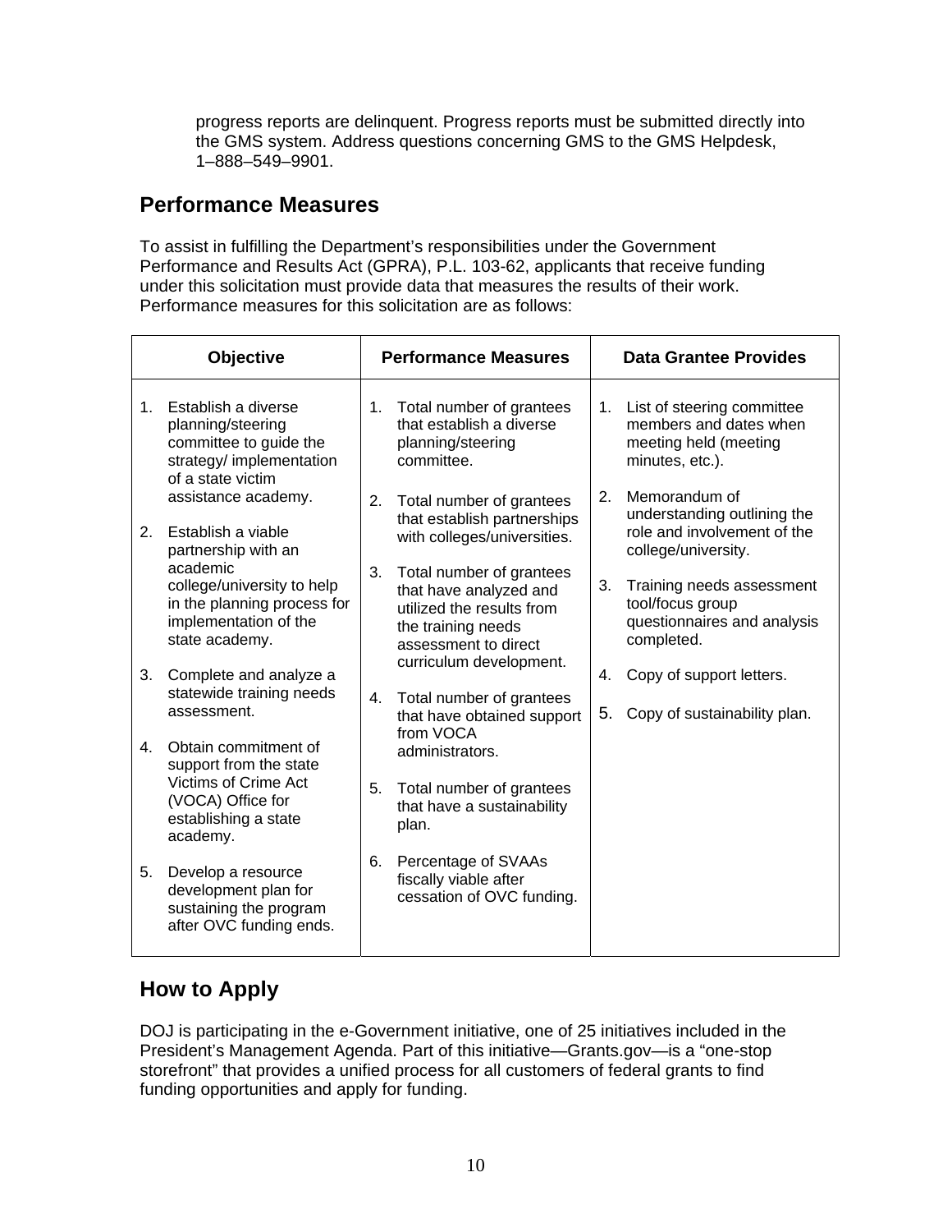progress reports are delinquent. Progress reports must be submitted directly into the GMS system. Address questions concerning GMS to the GMS Helpdesk, 1–888–549–9901.

## Performance Measures

To assist in fulfilling the Department's responsibilities under the Government Performance and Results Act (GPRA), P.L. 103-62, applicants that receive funding under this solicitation must provide data that measures the results of their work. Performance measures for this solicitation are as follows:

| Objective | Performance Measures | Data Grantee Provides |
|---|---|---|
| 1. Establish a diverse planning/steering committee to guide the strategy/ implementation of a state victim assistance academy.<br><br>2. Establish a viable partnership with an academic college/university to help in the planning process for implementation of the state academy.<br><br>3. Complete and analyze a statewide training needs assessment.<br><br>4. Obtain commitment of support from the state Victims of Crime Act (VOCA) Office for establishing a state academy.<br><br>5. Develop a resource development plan for sustaining the program after OVC funding ends. | 1. Total number of grantees that establish a diverse planning/steering committee.<br><br>2. Total number of grantees that establish partnerships with colleges/universities.<br><br>3. Total number of grantees that have analyzed and utilized the results from the training needs assessment to direct curriculum development.<br><br>4. Total number of grantees that have obtained support from VOCA administrators.<br><br>5. Total number of grantees that have a sustainability plan.<br><br>6. Percentage of SVAAs fiscally viable after cessation of OVC funding. | 1. List of steering committee members and dates when meeting held (meeting minutes, etc.).<br><br>2. Memorandum of understanding outlining the role and involvement of the college/university.<br><br>3. Training needs assessment tool/focus group questionnaires and analysis completed.<br><br>4. Copy of support letters.<br><br>5. Copy of sustainability plan. |

## How to Apply

DOJ is participating in the e-Government initiative, one of 25 initiatives included in the President's Management Agenda. Part of this initiative—Grants.gov—is a "one-stop storefront" that provides a unified process for all customers of federal grants to find funding opportunities and apply for funding.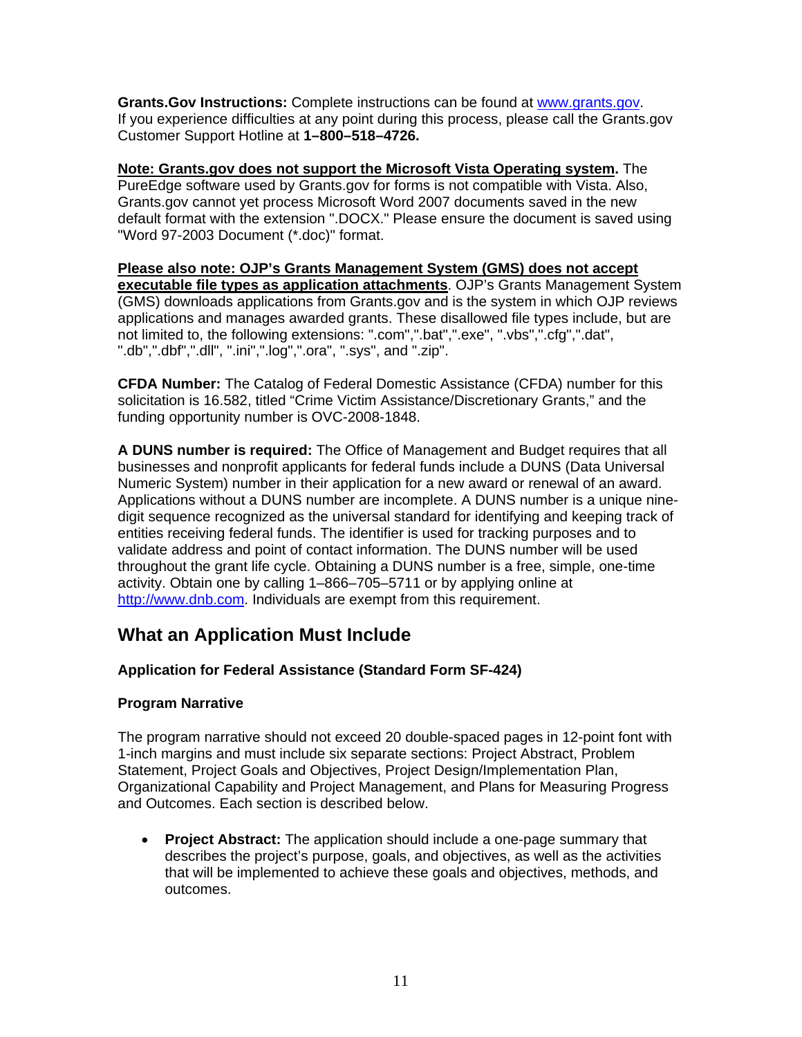**Grants.Gov Instructions:** Complete instructions can be found at www.grants.gov. If you experience difficulties at any point during this process, please call the Grants.gov Customer Support Hotline at **1–800–518–4726.**

**Note: Grants.gov does not support the Microsoft Vista Operating system.** The PureEdge software used by Grants.gov for forms is not compatible with Vista. Also, Grants.gov cannot yet process Microsoft Word 2007 documents saved in the new default format with the extension ".DOCX." Please ensure the document is saved using "Word 97-2003 Document (*.doc)" format.

**Please also note: OJP's Grants Management System (GMS) does not accept executable file types as application attachments**. OJP's Grants Management System (GMS) downloads applications from Grants.gov and is the system in which OJP reviews applications and manages awarded grants. These disallowed file types include, but are not limited to, the following extensions: ".com",".bat",".exe", ".vbs",".cfg",".dat", ".db",".dbf",".dll", ".ini",".log",".ora", ".sys", and ".zip".

**CFDA Number:** The Catalog of Federal Domestic Assistance (CFDA) number for this solicitation is 16.582, titled "Crime Victim Assistance/Discretionary Grants," and the funding opportunity number is OVC-2008-1848.

**A DUNS number is required:** The Office of Management and Budget requires that all businesses and nonprofit applicants for federal funds include a DUNS (Data Universal Numeric System) number in their application for a new award or renewal of an award. Applications without a DUNS number are incomplete. A DUNS number is a unique nine-digit sequence recognized as the universal standard for identifying and keeping track of entities receiving federal funds. The identifier is used for tracking purposes and to validate address and point of contact information. The DUNS number will be used throughout the grant life cycle. Obtaining a DUNS number is a free, simple, one-time activity. Obtain one by calling 1–866–705–5711 or by applying online at http://www.dnb.com. Individuals are exempt from this requirement.

## What an Application Must Include

### Application for Federal Assistance (Standard Form SF-424)

### Program Narrative

The program narrative should not exceed 20 double-spaced pages in 12-point font with 1-inch margins and must include six separate sections: Project Abstract, Problem Statement, Project Goals and Objectives, Project Design/Implementation Plan, Organizational Capability and Project Management, and Plans for Measuring Progress and Outcomes. Each section is described below.

- **Project Abstract:** The application should include a one-page summary that describes the project's purpose, goals, and objectives, as well as the activities that will be implemented to achieve these goals and objectives, methods, and outcomes.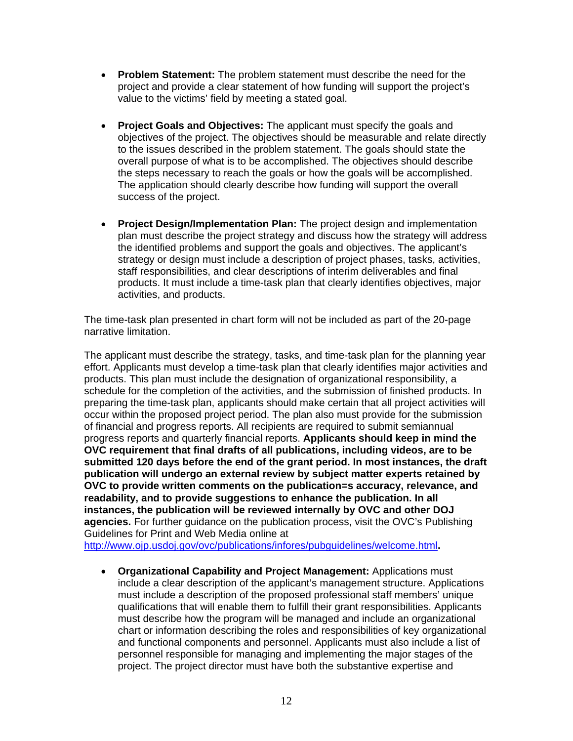- **Problem Statement:** The problem statement must describe the need for the project and provide a clear statement of how funding will support the project's value to the victims' field by meeting a stated goal.

- **Project Goals and Objectives:** The applicant must specify the goals and objectives of the project. The objectives should be measurable and relate directly to the issues described in the problem statement. The goals should state the overall purpose of what is to be accomplished. The objectives should describe the steps necessary to reach the goals or how the goals will be accomplished. The application should clearly describe how funding will support the overall success of the project.

- **Project Design/Implementation Plan:** The project design and implementation plan must describe the project strategy and discuss how the strategy will address the identified problems and support the goals and objectives. The applicant's strategy or design must include a description of project phases, tasks, activities, staff responsibilities, and clear descriptions of interim deliverables and final products. It must include a time-task plan that clearly identifies objectives, major activities, and products.

The time-task plan presented in chart form will not be included as part of the 20-page narrative limitation.

The applicant must describe the strategy, tasks, and time-task plan for the planning year effort. Applicants must develop a time-task plan that clearly identifies major activities and products. This plan must include the designation of organizational responsibility, a schedule for the completion of the activities, and the submission of finished products. In preparing the time-task plan, applicants should make certain that all project activities will occur within the proposed project period. The plan also must provide for the submission of financial and progress reports. All recipients are required to submit semiannual progress reports and quarterly financial reports. **Applicants should keep in mind the OVC requirement that final drafts of all publications, including videos, are to be submitted 120 days before the end of the grant period. In most instances, the draft publication will undergo an external review by subject matter experts retained by OVC to provide written comments on the publication=s accuracy, relevance, and readability, and to provide suggestions to enhance the publication. In all instances, the publication will be reviewed internally by OVC and other DOJ agencies.** For further guidance on the publication process, visit the OVC's Publishing Guidelines for Print and Web Media online at http://www.ojp.usdoj.gov/ovc/publications/infores/pubguidelines/welcome.html**.**

- **Organizational Capability and Project Management:** Applications must include a clear description of the applicant's management structure. Applications must include a description of the proposed professional staff members' unique qualifications that will enable them to fulfill their grant responsibilities. Applicants must describe how the program will be managed and include an organizational chart or information describing the roles and responsibilities of key organizational and functional components and personnel. Applicants must also include a list of personnel responsible for managing and implementing the major stages of the project. The project director must have both the substantive expertise and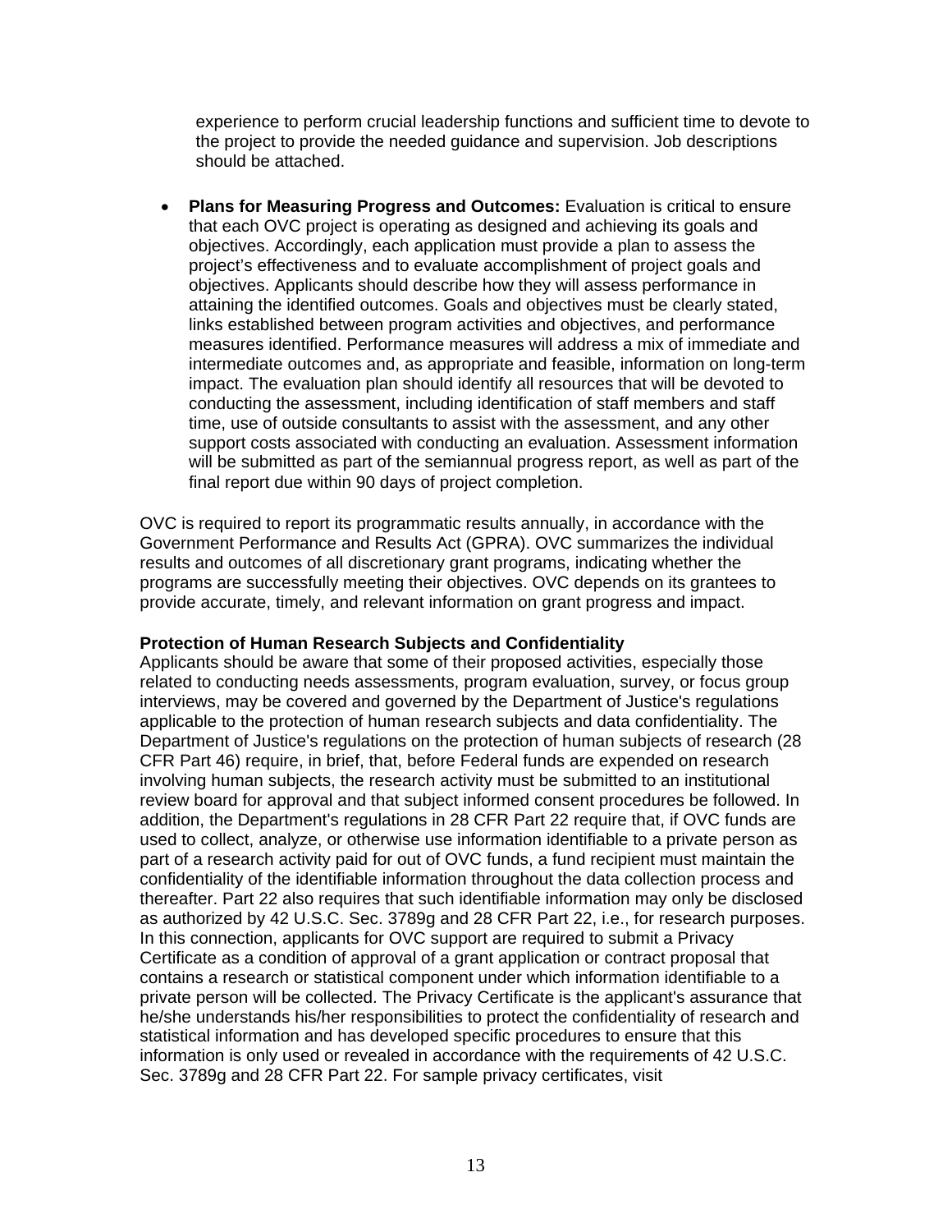experience to perform crucial leadership functions and sufficient time to devote to the project to provide the needed guidance and supervision. Job descriptions should be attached.

- **Plans for Measuring Progress and Outcomes:** Evaluation is critical to ensure that each OVC project is operating as designed and achieving its goals and objectives. Accordingly, each application must provide a plan to assess the project's effectiveness and to evaluate accomplishment of project goals and objectives. Applicants should describe how they will assess performance in attaining the identified outcomes. Goals and objectives must be clearly stated, links established between program activities and objectives, and performance measures identified. Performance measures will address a mix of immediate and intermediate outcomes and, as appropriate and feasible, information on long-term impact. The evaluation plan should identify all resources that will be devoted to conducting the assessment, including identification of staff members and staff time, use of outside consultants to assist with the assessment, and any other support costs associated with conducting an evaluation. Assessment information will be submitted as part of the semiannual progress report, as well as part of the final report due within 90 days of project completion.

OVC is required to report its programmatic results annually, in accordance with the Government Performance and Results Act (GPRA). OVC summarizes the individual results and outcomes of all discretionary grant programs, indicating whether the programs are successfully meeting their objectives. OVC depends on its grantees to provide accurate, timely, and relevant information on grant progress and impact.

**Protection of Human Research Subjects and Confidentiality**

Applicants should be aware that some of their proposed activities, especially those related to conducting needs assessments, program evaluation, survey, or focus group interviews, may be covered and governed by the Department of Justice's regulations applicable to the protection of human research subjects and data confidentiality. The Department of Justice's regulations on the protection of human subjects of research (28 CFR Part 46) require, in brief, that, before Federal funds are expended on research involving human subjects, the research activity must be submitted to an institutional review board for approval and that subject informed consent procedures be followed. In addition, the Department's regulations in 28 CFR Part 22 require that, if OVC funds are used to collect, analyze, or otherwise use information identifiable to a private person as part of a research activity paid for out of OVC funds, a fund recipient must maintain the confidentiality of the identifiable information throughout the data collection process and thereafter. Part 22 also requires that such identifiable information may only be disclosed as authorized by 42 U.S.C. Sec. 3789g and 28 CFR Part 22, i.e., for research purposes. In this connection, applicants for OVC support are required to submit a Privacy Certificate as a condition of approval of a grant application or contract proposal that contains a research or statistical component under which information identifiable to a private person will be collected. The Privacy Certificate is the applicant's assurance that he/she understands his/her responsibilities to protect the confidentiality of research and statistical information and has developed specific procedures to ensure that this information is only used or revealed in accordance with the requirements of 42 U.S.C. Sec. 3789g and 28 CFR Part 22. For sample privacy certificates, visit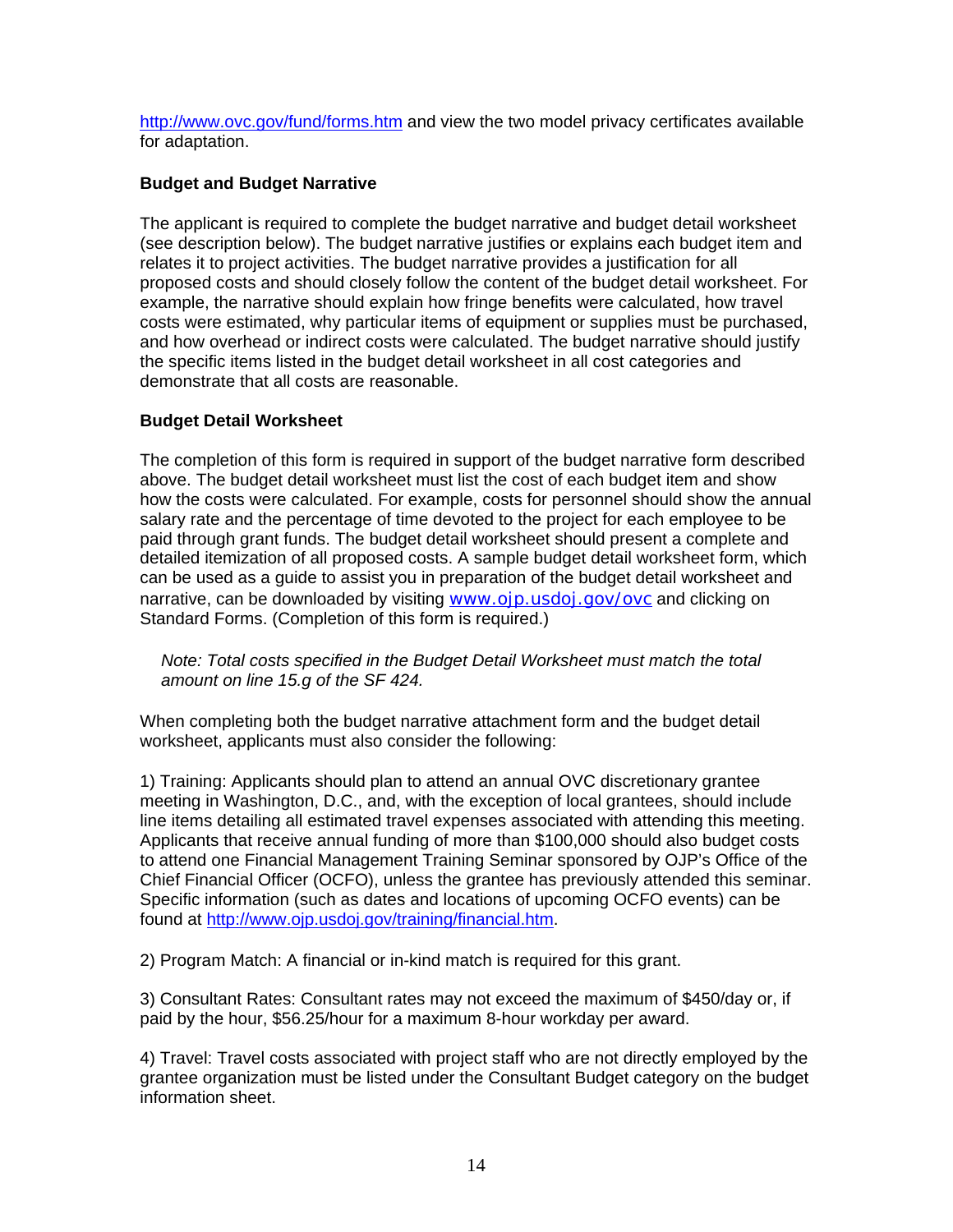http://www.ovc.gov/fund/forms.htm and view the two model privacy certificates available for adaptation.

**Budget and Budget Narrative**

The applicant is required to complete the budget narrative and budget detail worksheet (see description below). The budget narrative justifies or explains each budget item and relates it to project activities. The budget narrative provides a justification for all proposed costs and should closely follow the content of the budget detail worksheet. For example, the narrative should explain how fringe benefits were calculated, how travel costs were estimated, why particular items of equipment or supplies must be purchased, and how overhead or indirect costs were calculated. The budget narrative should justify the specific items listed in the budget detail worksheet in all cost categories and demonstrate that all costs are reasonable.

**Budget Detail Worksheet**

The completion of this form is required in support of the budget narrative form described above. The budget detail worksheet must list the cost of each budget item and show how the costs were calculated. For example, costs for personnel should show the annual salary rate and the percentage of time devoted to the project for each employee to be paid through grant funds. The budget detail worksheet should present a complete and detailed itemization of all proposed costs. A sample budget detail worksheet form, which can be used as a guide to assist you in preparation of the budget detail worksheet and narrative, can be downloaded by visiting www.ojp.usdoj.gov/ovc and clicking on Standard Forms. (Completion of this form is required.)

> *Note: Total costs specified in the Budget Detail Worksheet must match the total amount on line 15.g of the SF 424.*

When completing both the budget narrative attachment form and the budget detail worksheet, applicants must also consider the following:

1) Training: Applicants should plan to attend an annual OVC discretionary grantee meeting in Washington, D.C., and, with the exception of local grantees, should include line items detailing all estimated travel expenses associated with attending this meeting. Applicants that receive annual funding of more than $100,000 should also budget costs to attend one Financial Management Training Seminar sponsored by OJP's Office of the Chief Financial Officer (OCFO), unless the grantee has previously attended this seminar. Specific information (such as dates and locations of upcoming OCFO events) can be found at http://www.ojp.usdoj.gov/training/financial.htm.

2) Program Match: A financial or in-kind match is required for this grant.

3) Consultant Rates: Consultant rates may not exceed the maximum of $450/day or, if paid by the hour, $56.25/hour for a maximum 8-hour workday per award.

4) Travel: Travel costs associated with project staff who are not directly employed by the grantee organization must be listed under the Consultant Budget category on the budget information sheet.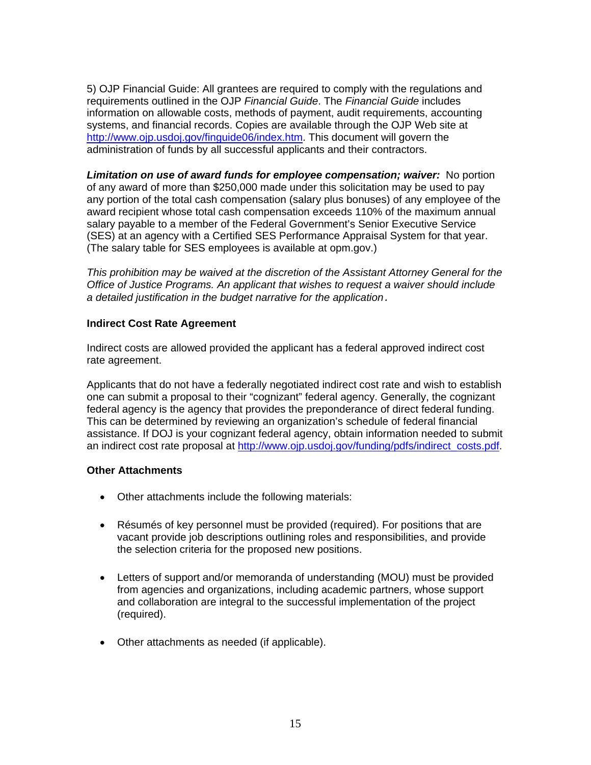5) OJP Financial Guide: All grantees are required to comply with the regulations and requirements outlined in the OJP *Financial Guide*. The *Financial Guide* includes information on allowable costs, methods of payment, audit requirements, accounting systems, and financial records. Copies are available through the OJP Web site at http://www.ojp.usdoj.gov/finguide06/index.htm. This document will govern the administration of funds by all successful applicants and their contractors.

***Limitation on use of award funds for employee compensation; waiver:*** No portion of any award of more than $250,000 made under this solicitation may be used to pay any portion of the total cash compensation (salary plus bonuses) of any employee of the award recipient whose total cash compensation exceeds 110% of the maximum annual salary payable to a member of the Federal Government's Senior Executive Service (SES) at an agency with a Certified SES Performance Appraisal System for that year. (The salary table for SES employees is available at opm.gov.)

*This prohibition may be waived at the discretion of the Assistant Attorney General for the Office of Justice Programs. An applicant that wishes to request a waiver should include a detailed justification in the budget narrative for the application.*

**Indirect Cost Rate Agreement**

Indirect costs are allowed provided the applicant has a federal approved indirect cost rate agreement.

Applicants that do not have a federally negotiated indirect cost rate and wish to establish one can submit a proposal to their "cognizant" federal agency. Generally, the cognizant federal agency is the agency that provides the preponderance of direct federal funding. This can be determined by reviewing an organization's schedule of federal financial assistance. If DOJ is your cognizant federal agency, obtain information needed to submit an indirect cost rate proposal at http://www.ojp.usdoj.gov/funding/pdfs/indirect_costs.pdf.

**Other Attachments**

- Other attachments include the following materials:
- Résumés of key personnel must be provided (required). For positions that are vacant provide job descriptions outlining roles and responsibilities, and provide the selection criteria for the proposed new positions.
- Letters of support and/or memoranda of understanding (MOU) must be provided from agencies and organizations, including academic partners, whose support and collaboration are integral to the successful implementation of the project (required).
- Other attachments as needed (if applicable).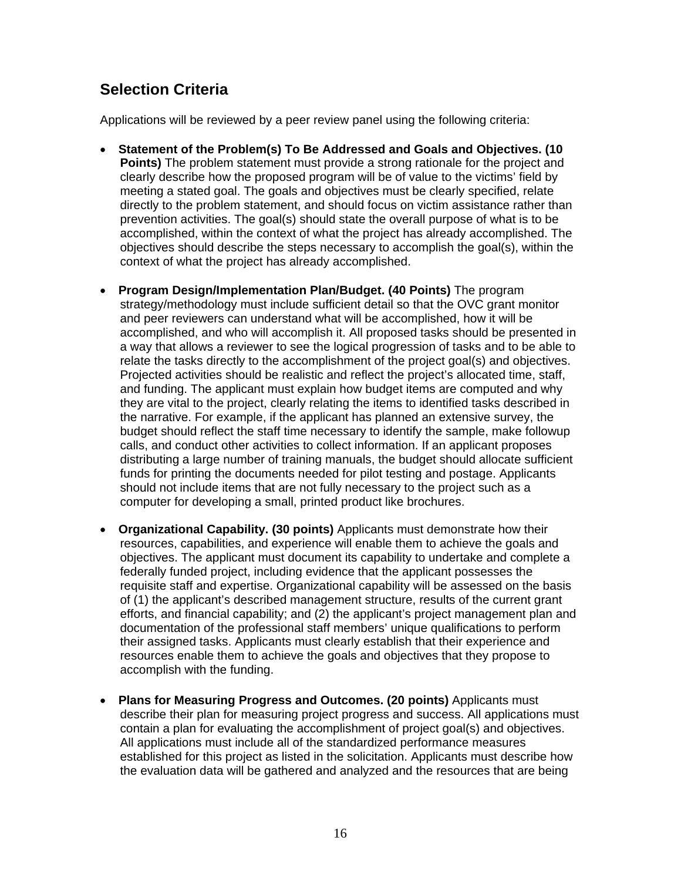## Selection Criteria

Applications will be reviewed by a peer review panel using the following criteria:

- **Statement of the Problem(s) To Be Addressed and Goals and Objectives. (10 Points)** The problem statement must provide a strong rationale for the project and clearly describe how the proposed program will be of value to the victims' field by meeting a stated goal. The goals and objectives must be clearly specified, relate directly to the problem statement, and should focus on victim assistance rather than prevention activities. The goal(s) should state the overall purpose of what is to be accomplished, within the context of what the project has already accomplished. The objectives should describe the steps necessary to accomplish the goal(s), within the context of what the project has already accomplished.

- **Program Design/Implementation Plan/Budget. (40 Points)** The program strategy/methodology must include sufficient detail so that the OVC grant monitor and peer reviewers can understand what will be accomplished, how it will be accomplished, and who will accomplish it. All proposed tasks should be presented in a way that allows a reviewer to see the logical progression of tasks and to be able to relate the tasks directly to the accomplishment of the project goal(s) and objectives. Projected activities should be realistic and reflect the project's allocated time, staff, and funding. The applicant must explain how budget items are computed and why they are vital to the project, clearly relating the items to identified tasks described in the narrative. For example, if the applicant has planned an extensive survey, the budget should reflect the staff time necessary to identify the sample, make followup calls, and conduct other activities to collect information. If an applicant proposes distributing a large number of training manuals, the budget should allocate sufficient funds for printing the documents needed for pilot testing and postage. Applicants should not include items that are not fully necessary to the project such as a computer for developing a small, printed product like brochures.

- **Organizational Capability. (30 points)** Applicants must demonstrate how their resources, capabilities, and experience will enable them to achieve the goals and objectives. The applicant must document its capability to undertake and complete a federally funded project, including evidence that the applicant possesses the requisite staff and expertise. Organizational capability will be assessed on the basis of (1) the applicant's described management structure, results of the current grant efforts, and financial capability; and (2) the applicant's project management plan and documentation of the professional staff members' unique qualifications to perform their assigned tasks. Applicants must clearly establish that their experience and resources enable them to achieve the goals and objectives that they propose to accomplish with the funding.

- **Plans for Measuring Progress and Outcomes. (20 points)** Applicants must describe their plan for measuring project progress and success. All applications must contain a plan for evaluating the accomplishment of project goal(s) and objectives. All applications must include all of the standardized performance measures established for this project as listed in the solicitation. Applicants must describe how the evaluation data will be gathered and analyzed and the resources that are being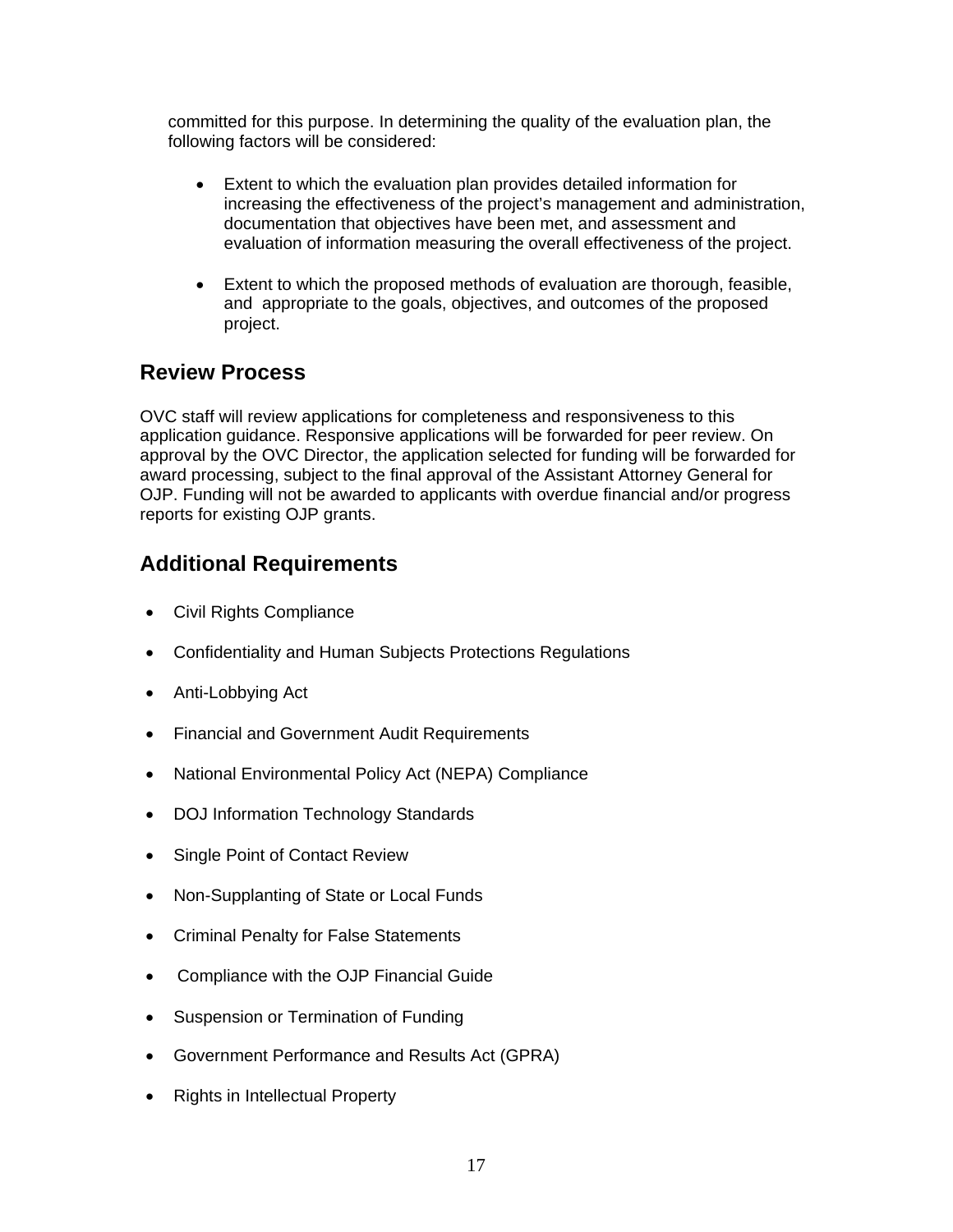committed for this purpose. In determining the quality of the evaluation plan, the following factors will be considered:

- Extent to which the evaluation plan provides detailed information for increasing the effectiveness of the project's management and administration, documentation that objectives have been met, and assessment and evaluation of information measuring the overall effectiveness of the project.
- Extent to which the proposed methods of evaluation are thorough, feasible, and appropriate to the goals, objectives, and outcomes of the proposed project.

## Review Process

OVC staff will review applications for completeness and responsiveness to this application guidance. Responsive applications will be forwarded for peer review. On approval by the OVC Director, the application selected for funding will be forwarded for award processing, subject to the final approval of the Assistant Attorney General for OJP. Funding will not be awarded to applicants with overdue financial and/or progress reports for existing OJP grants.

## Additional Requirements

- Civil Rights Compliance
- Confidentiality and Human Subjects Protections Regulations
- Anti-Lobbying Act
- Financial and Government Audit Requirements
- National Environmental Policy Act (NEPA) Compliance
- DOJ Information Technology Standards
- Single Point of Contact Review
- Non-Supplanting of State or Local Funds
- Criminal Penalty for False Statements
- Compliance with the OJP Financial Guide
- Suspension or Termination of Funding
- Government Performance and Results Act (GPRA)
- Rights in Intellectual Property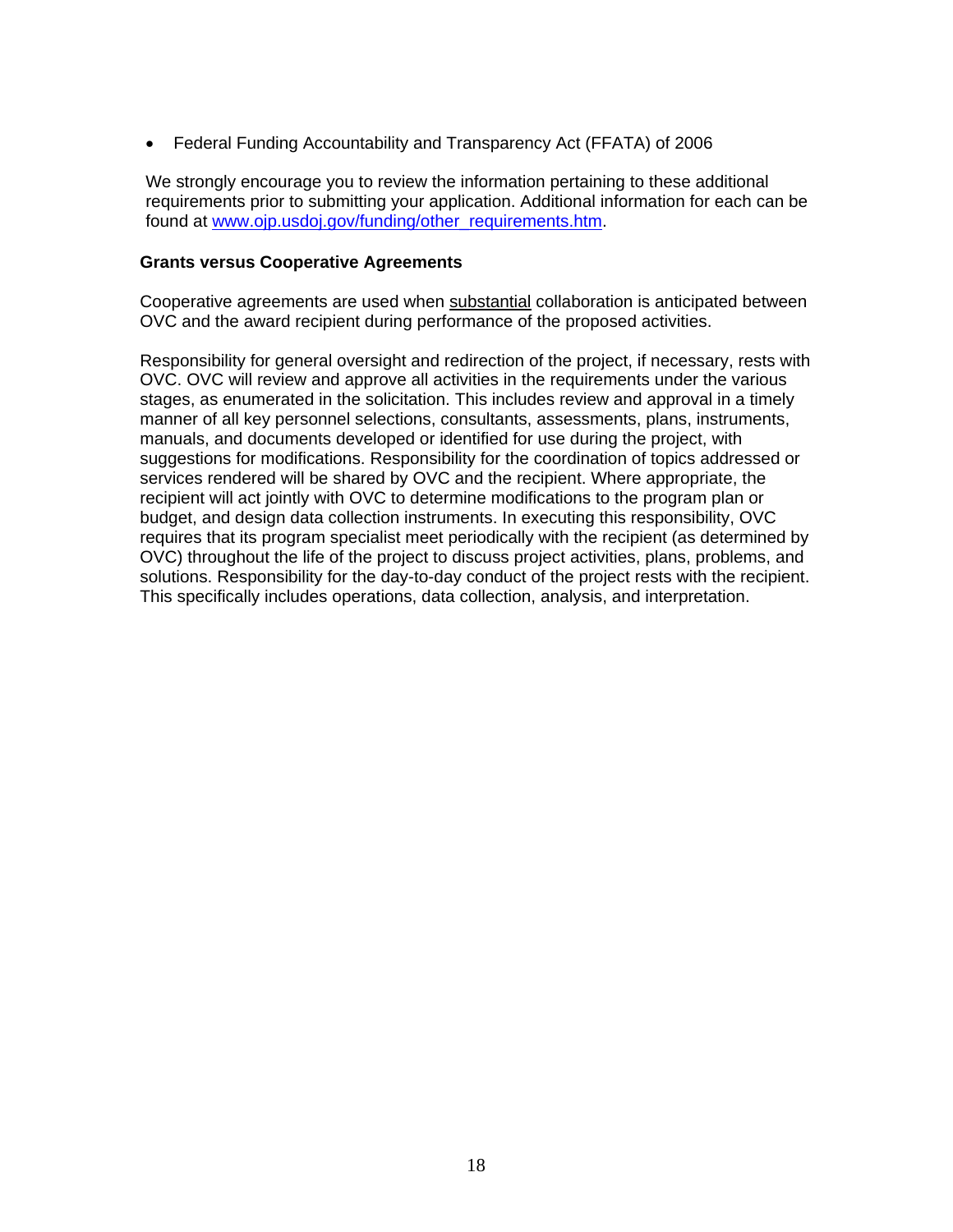- Federal Funding Accountability and Transparency Act (FFATA) of 2006

We strongly encourage you to review the information pertaining to these additional requirements prior to submitting your application. Additional information for each can be found at [www.ojp.usdoj.gov/funding/other_requirements.htm](www.ojp.usdoj.gov/funding/other_requirements.htm).

**Grants versus Cooperative Agreements**

Cooperative agreements are used when <u>substantial</u> collaboration is anticipated between OVC and the award recipient during performance of the proposed activities.

Responsibility for general oversight and redirection of the project, if necessary, rests with OVC. OVC will review and approve all activities in the requirements under the various stages, as enumerated in the solicitation. This includes review and approval in a timely manner of all key personnel selections, consultants, assessments, plans, instruments, manuals, and documents developed or identified for use during the project, with suggestions for modifications. Responsibility for the coordination of topics addressed or services rendered will be shared by OVC and the recipient. Where appropriate, the recipient will act jointly with OVC to determine modifications to the program plan or budget, and design data collection instruments. In executing this responsibility, OVC requires that its program specialist meet periodically with the recipient (as determined by OVC) throughout the life of the project to discuss project activities, plans, problems, and solutions. Responsibility for the day-to-day conduct of the project rests with the recipient. This specifically includes operations, data collection, analysis, and interpretation.